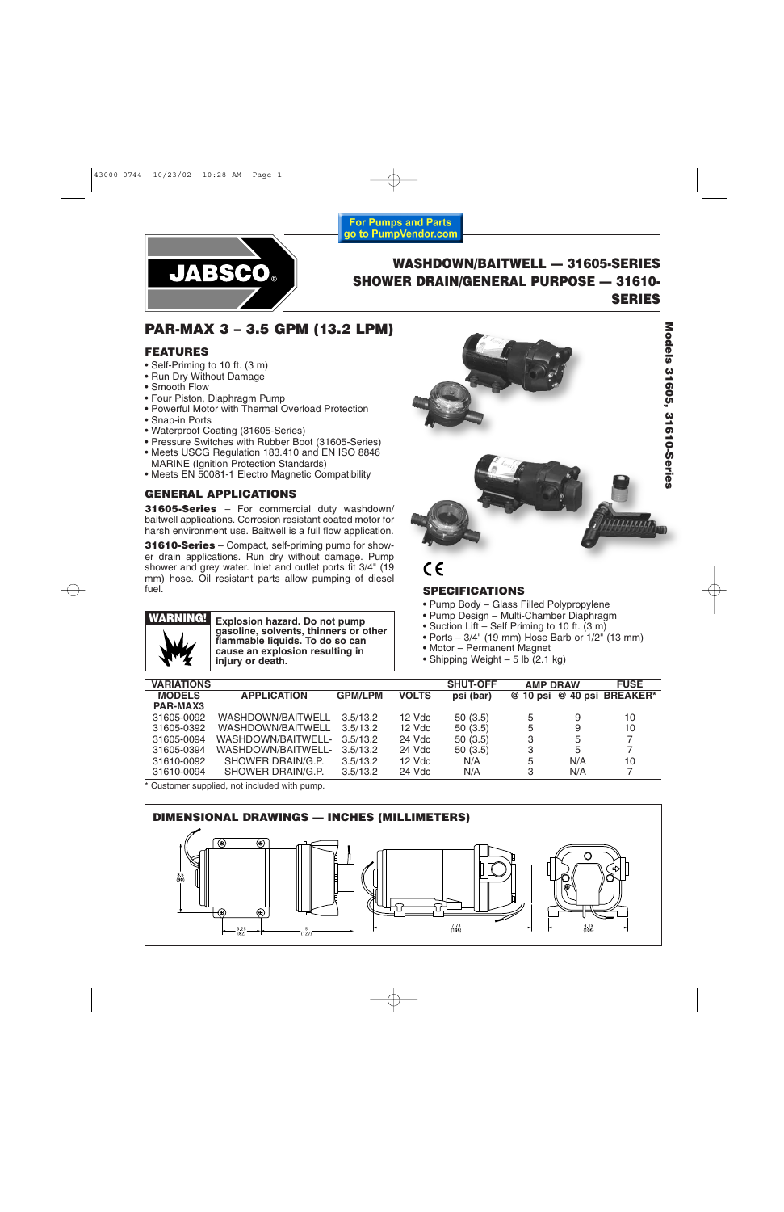For Pumps and Parts go to PumpVendor.com

JABSCO

# WASHDOWN/BAITWELL — 31605-SERIES SHOWER DRAIN/GENERAL PURPOSE — 31610-SERIES

Models 31605, 31610-Series

## PAR-MAX 3 – 3.5 GPM (13.2 LPM)

### FEATURES

- Self-Priming to 10 ft. (3 m)
- Run Dry Without Damage
- Smooth Flow
- Four Piston, Diaphragm Pump
- Powerful Motor with Thermal Overload Protection
- Snap-in Ports
- Waterproof Coating (31605-Series)
- Pressure Switches with Rubber Boot (31605-Series)
- Meets USCG Regulation 183.410 and EN ISO 8846 MARINE (Ignition Protection Standards)
- Meets EN 50081-1 Electro Magnetic Compatibility

### GENERAL APPLICATIONS

**31605-Series** – For commercial duty washdown/baitwell applications. Corrosion resistant coated motor for harsh environment use. Baitwell is a full flow application.

**31610-Series** – Compact, self-priming pump for shower drain applications. Run dry without damage. Pump shower and grey water. Inlet and outlet ports fit 3/4" (19 mm) hose. Oil resistant parts allow pumping of diesel fuel.

**WARNING!** **Explosion hazard. Do not pump gasoline, solvents, thinners or other flammable liquids. To do so can cause an explosion resulting in injury or death.**

CE

### SPECIFICATIONS

- Pump Body – Glass Filled Polypropylene
- Pump Design – Multi-Chamber Diaphragm
- Suction Lift – Self Priming to 10 ft. (3 m)
- Ports – 3/4" (19 mm) Hose Barb or 1/2" (13 mm)
- Motor – Permanent Magnet
- Shipping Weight – 5 lb (2.1 kg)

| VARIATIONS | | | | SHUT-OFF | AMP DRAW | | FUSE |
|---|---|---|---|---|---|---|---|
| MODELS | APPLICATION | GPM/LPM | VOLTS | psi (bar) | @ 10 psi | @ 40 psi | BREAKER* |
| PAR-MAX3 | | | | | | | |
| 31605-0092 | WASHDOWN/BAITWELL | 3.5/13.2 | 12 Vdc | 50 (3.5) | 5 | 9 | 10 |
| 31605-0392 | WASHDOWN/BAITWELL | 3.5/13.2 | 12 Vdc | 50 (3.5) | 5 | 9 | 10 |
| 31605-0094 | WASHDOWN/BAITWELL- | 3.5/13.2 | 24 Vdc | 50 (3.5) | 3 | 5 | 7 |
| 31605-0394 | WASHDOWN/BAITWELL- | 3.5/13.2 | 24 Vdc | 50 (3.5) | 3 | 5 | 7 |
| 31610-0092 | SHOWER DRAIN/G.P. | 3.5/13.2 | 12 Vdc | N/A | 5 | N/A | 10 |
| 31610-0094 | SHOWER DRAIN/G.P. | 3.5/13.2 | 24 Vdc | N/A | 3 | N/A | 7 |

\* Customer supplied, not included with pump.

### DIMENSIONAL DRAWINGS — INCHES (MILLIMETERS)

3.5 (90) 3.25 (82) 5 (127) 7.73 (196) 4.10 (104)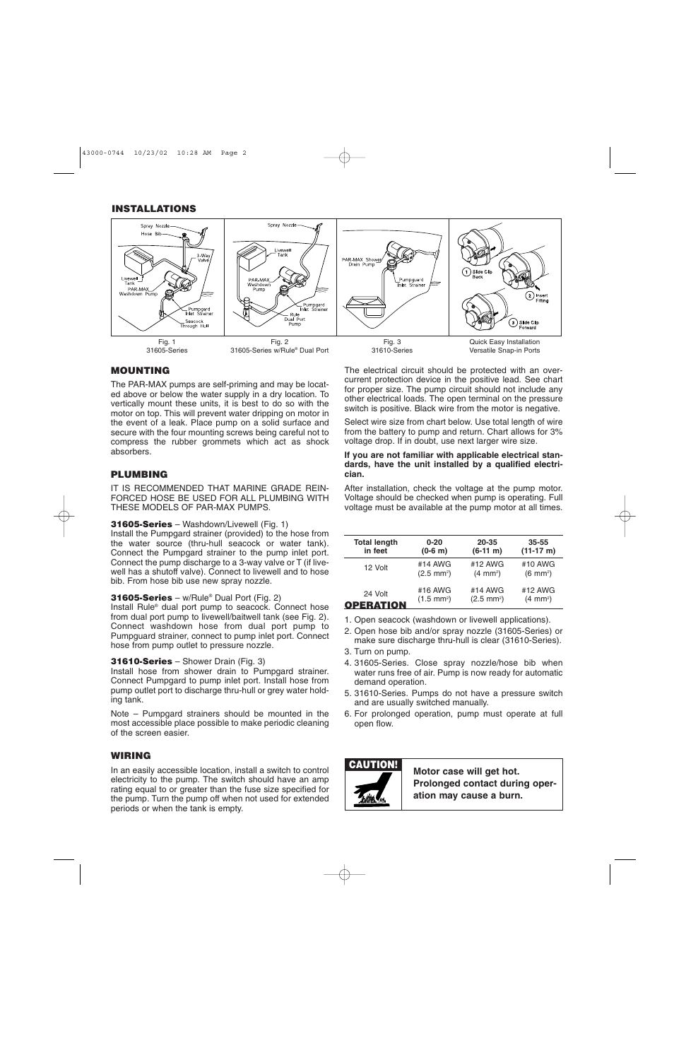## INSTALLATIONS

Fig. 1
31605-Series

Fig. 2
31605-Series w/Rule® Dual Port

Fig. 3
31610-Series

Quick Easy Installation
Versatile Snap-in Ports

### MOUNTING

The PAR-MAX pumps are self-priming and may be located above or below the water supply in a dry location. To vertically mount these units, it is best to do so with the motor on top. This will prevent water dripping on motor in the event of a leak. Place pump on a solid surface and secure with the four mounting screws being careful not to compress the rubber grommets which act as shock absorbers.

### PLUMBING

IT IS RECOMMENDED THAT MARINE GRADE REINFORCED HOSE BE USED FOR ALL PLUMBING WITH THESE MODELS OF PAR-MAX PUMPS.

**31605-Series** – Washdown/Livewell (Fig. 1)
Install the Pumpgard strainer (provided) to the hose from the water source (thru-hull seacock or water tank). Connect the Pumpgard strainer to the pump inlet port. Connect the pump discharge to a 3-way valve or T (if livewell has a shutoff valve). Connect to livewell and to hose bib. From hose bib use new spray nozzle.

**31605-Series** – w/Rule® Dual Port (Fig. 2)
Install Rule® dual port pump to seacock. Connect hose from dual port pump to livewell/baitwell tank (see Fig. 2). Connect washdown hose from dual port pump to Pumpguard strainer, connect to pump inlet port. Connect hose from pump outlet to pressure nozzle.

**31610-Series** – Shower Drain (Fig. 3)
Install hose from shower drain to Pumpgard strainer. Connect Pumpgard to pump inlet port. Install hose from pump outlet port to discharge thru-hull or grey water holding tank.

Note – Pumpgard strainers should be mounted in the most accessible place possible to make periodic cleaning of the screen easier.

### WIRING

In an easily accessible location, install a switch to control electricity to the pump. The switch should have an amp rating equal to or greater than the fuse size specified for the pump. Turn the pump off when not used for extended periods or when the tank is empty.

The electrical circuit should be protected with an overcurrent protection device in the positive lead. See chart for proper size. The pump circuit should not include any other electrical loads. The open terminal on the pressure switch is positive. Black wire from the motor is negative.

Select wire size from chart below. Use total length of wire from the battery to pump and return. Chart allows for 3% voltage drop. If in doubt, use next larger wire size.

**If you are not familiar with applicable electrical standards, have the unit installed by a qualified electrician.**

After installation, check the voltage at the pump motor. Voltage should be checked when pump is operating. Full voltage must be available at the pump motor at all times.

| Total length in feet | 0-20 (0-6 m) | 20-35 (6-11 m) | 35-55 (11-17 m) |
|---|---|---|---|
| 12 Volt | #14 AWG ($2.5\ mm^2$) | #12 AWG ($4\ mm^2$) | #10 AWG ($6\ mm^2$) |
| 24 Volt | #16 AWG ($1.5\ mm^2$) | #14 AWG ($2.5\ mm^2$) | #12 AWG ($4\ mm^2$) |

### OPERATION

1. Open seacock (washdown or livewell applications).
2. Open hose bib and/or spray nozzle (31605-Series) or make sure discharge thru-hull is clear (31610-Series).
3. Turn on pump.
4. 31605-Series. Close spray nozzle/hose bib when water runs free of air. Pump is now ready for automatic demand operation.
5. 31610-Series. Pumps do not have a pressure switch and are usually switched manually.
6. For prolonged operation, pump must operate at full open flow.

**CAUTION!**

**Motor case will get hot. Prolonged contact during operation may cause a burn.**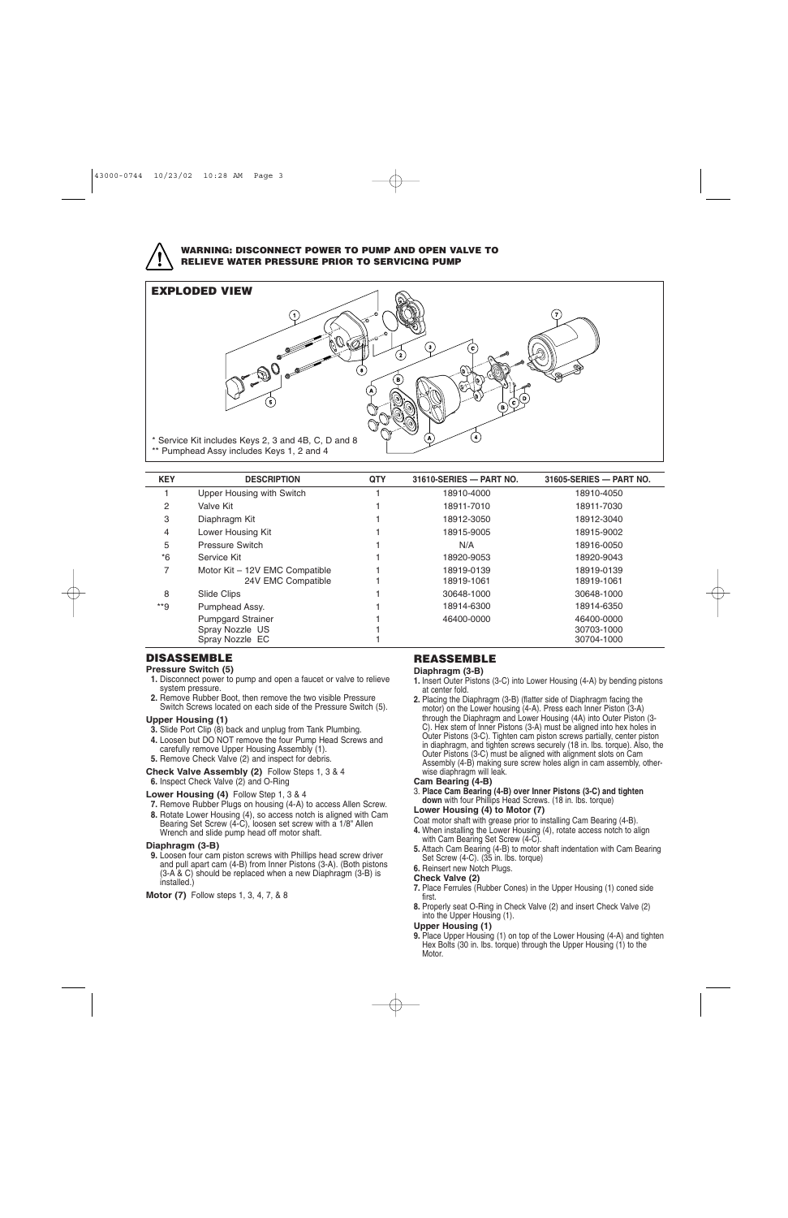**WARNING: DISCONNECT POWER TO PUMP AND OPEN VALVE TO RELIEVE WATER PRESSURE PRIOR TO SERVICING PUMP**

## EXPLODED VIEW

\* Service Kit includes Keys 2, 3 and 4B, C, D and 8
\*\* Pumphead Assy includes Keys 1, 2 and 4

| KEY | DESCRIPTION | QTY | 31610-SERIES — PART NO. | 31605-SERIES — PART NO. |
|---|---|---|---|---|
| 1 | Upper Housing with Switch | 1 | 18910-4000 | 18910-4050 |
| 2 | Valve Kit | 1 | 18911-7010 | 18911-7030 |
| 3 | Diaphragm Kit | 1 | 18912-3050 | 18912-3040 |
| 4 | Lower Housing Kit | 1 | 18915-9005 | 18915-9002 |
| 5 | Pressure Switch | 1 | N/A | 18916-0050 |
| *6 | Service Kit | 1 | 18920-9053 | 18920-9043 |
| 7 | Motor Kit – 12V EMC Compatible | 1 | 18919-0139 | 18919-0139 |
| | 24V EMC Compatible | 1 | 18919-1061 | 18919-1061 |
| 8 | Slide Clips | 1 | 30648-1000 | 30648-1000 |
| **9 | Pumphead Assy. | 1 | 18914-6300 | 18914-6350 |
| | Pumpgard Strainer | 1 | 46400-0000 | 46400-0000 |
| | Spray Nozzle US | 1 | | 30703-1000 |
| | Spray Nozzle EC | 1 | | 30704-1000 |

## DISASSEMBLE

**Pressure Switch (5)**

1. Disconnect power to pump and open a faucet or valve to relieve system pressure.
2. Remove Rubber Boot, then remove the two visible Pressure Switch Screws located on each side of the Pressure Switch (5).

**Upper Housing (1)**

3. Slide Port Clip (8) back and unplug from Tank Plumbing.
4. Loosen but DO NOT remove the four Pump Head Screws and carefully remove Upper Housing Assembly (1).
5. Remove Check Valve (2) and inspect for debris.

**Check Valve Assembly (2)** Follow Steps 1, 3 & 4

6. Inspect Check Valve (2) and O-Ring

**Lower Housing (4)** Follow Step 1, 3 & 4

7. Remove Rubber Plugs on housing (4-A) to access Allen Screw.
8. Rotate Lower Housing (4), so access notch is aligned with Cam Bearing Set Screw (4-C), loosen set screw with a 1/8" Allen Wrench and slide pump head off motor shaft.

**Diaphragm (3-B)**

9. Loosen four cam piston screws with Phillips head screw driver and pull apart cam (4-B) from Inner Pistons (3-A). (Both pistons (3-A & C) should be replaced when a new Diaphragm (3-B) is installed.)

**Motor (7)** Follow steps 1, 3, 4, 7, & 8

## REASSEMBLE

**Diaphragm (3-B)**

1. Insert Outer Pistons (3-C) into Lower Housing (4-A) by bending pistons at center fold.
2. Placing the Diaphragm (3-B) (flatter side of Diaphragm facing the motor) on the Lower housing (4-A). Press each Inner Piston (3-A) through the Diaphragm and Lower Housing (4A) into Outer Piston (3-C). Hex stem of Inner Pistons (3-A) must be aligned into hex holes in Outer Pistons (3-C). Tighten cam piston screws partially, center piston in diaphragm, and tighten screws securely (18 in. lbs. torque). Also, the Outer Pistons (3-C) must be aligned with alignment slots on Cam Assembly (4-B) making sure screw holes align in cam assembly, otherwise diaphragm will leak.

**Cam Bearing (4-B)**

3. **Place Cam Bearing (4-B) over Inner Pistons (3-C) and tighten down** with four Phillips Head Screws. (18 in. lbs. torque)

**Lower Housing (4) to Motor (7)**

Coat motor shaft with grease prior to installing Cam Bearing (4-B).

4. When installing the Lower Housing (4), rotate access notch to align with Cam Bearing Set Screw (4-C).
5. Attach Cam Bearing (4-B) to motor shaft indentation with Cam Bearing Set Screw (4-C). (35 in. lbs. torque)
6. Reinsert new Notch Plugs.

**Check Valve (2)**

7. Place Ferrules (Rubber Cones) in the Upper Housing (1) coned side first.
8. Properly seat O-Ring in Check Valve (2) and insert Check Valve (2) into the Upper Housing (1).

**Upper Housing (1)**

9. Place Upper Housing (1) on top of the Lower Housing (4-A) and tighten Hex Bolts (30 in. lbs. torque) through the Upper Housing (1) to the Motor.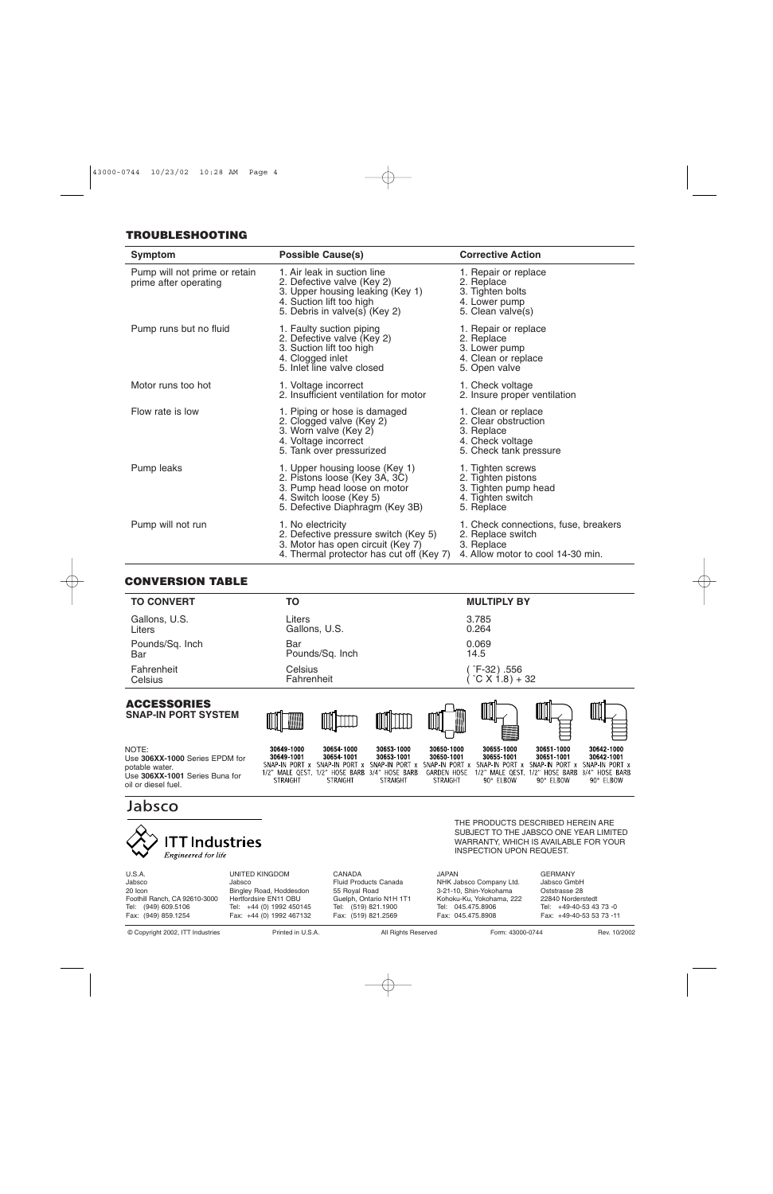## TROUBLESHOOTING

| Symptom | Possible Cause(s) | Corrective Action |
|---|---|---|
| Pump will not prime or retain prime after operating | 1. Air leak in suction line<br>2. Defective valve (Key 2)<br>3. Upper housing leaking (Key 1)<br>4. Suction lift too high<br>5. Debris in valve(s) (Key 2) | 1. Repair or replace<br>2. Replace<br>3. Tighten bolts<br>4. Lower pump<br>5. Clean valve(s) |
| Pump runs but no fluid | 1. Faulty suction piping<br>2. Defective valve (Key 2)<br>3. Suction lift too high<br>4. Clogged inlet<br>5. Inlet line valve closed | 1. Repair or replace<br>2. Replace<br>3. Lower pump<br>4. Clean or replace<br>5. Open valve |
| Motor runs too hot | 1. Voltage incorrect<br>2. Insufficient ventilation for motor | 1. Check voltage<br>2. Insure proper ventilation |
| Flow rate is low | 1. Piping or hose is damaged<br>2. Clogged valve (Key 2)<br>3. Worn valve (Key 2)<br>4. Voltage incorrect<br>5. Tank over pressurized | 1. Clean or replace<br>2. Clear obstruction<br>3. Replace<br>4. Check voltage<br>5. Check tank pressure |
| Pump leaks | 1. Upper housing loose (Key 1)<br>2. Pistons loose (Key 3A, 3C)<br>3. Pump head loose on motor<br>4. Switch loose (Key 5)<br>5. Defective Diaphragm (Key 3B) | 1. Tighten screws<br>2. Tighten pistons<br>3. Tighten pump head<br>4. Tighten switch<br>5. Replace |
| Pump will not run | 1. No electricity<br>2. Defective pressure switch (Key 5)<br>3. Motor has open circuit (Key 7)<br>4. Thermal protector has cut off (Key 7) | 1. Check connections, fuse, breakers<br>2. Replace switch<br>3. Replace<br>4. Allow motor to cool 14-30 min. |

## CONVERSION TABLE

| TO CONVERT | TO | MULTIPLY BY |
|---|---|---|
| Gallons, U.S. | Liters | 3.785 |
| Liters | Gallons, U.S. | 0.264 |
| Pounds/Sq. Inch | Bar | 0.069 |
| Bar | Pounds/Sq. Inch | 14.5 |
| Fahrenheit | Celsius | ( ˚F-32) .556 |
| Celsius | Fahrenheit | ( ˚C X 1.8) + 32 |

## ACCESSORIES

### SNAP-IN PORT SYSTEM

NOTE:
Use **306XX-1000** Series EPDM for potable water.
Use **306XX-1001** Series Buna for oil or diesel fuel.

| Part Numbers | Description |
|---|---|
| 30649-1000, 30649-1001 | SNAP-IN PORT x 1/2" MALE QEST. STRAIGHT |
| 30654-1000, 30654-1001 | SNAP-IN PORT x 1/2" HOSE BARB STRAIGHT |
| 30653-1000, 30653-1001 | SNAP-IN PORT x 3/4" HOSE BARB STRAIGHT |
| 30650-1000, 30650-1001 | SNAP-IN PORT x GARDEN HOSE STRAIGHT |
| 30655-1000, 30655-1001 | SNAP-IN PORT x 1/2" MALE QEST. 90° ELBOW |
| 30651-1000, 30651-1001 | SNAP-IN PORT x 1/2" HOSE BARB 90° ELBOW |
| 30642-1000, 30642-1001 | SNAP-IN PORT x 3/4" HOSE BARB 90° ELBOW |

Jabsco

ITT Industries
*Engineered for life*

THE PRODUCTS DESCRIBED HEREIN ARE SUBJECT TO THE JABSCO ONE YEAR LIMITED WARRANTY, WHICH IS AVAILABLE FOR YOUR INSPECTION UPON REQUEST.

U.S.A.
Jabsco
20 Icon
Foothill Ranch, CA 92610-3000
Tel: (949) 609.5106
Fax: (949) 859.1254

UNITED KINGDOM
Jabsco
Bingley Road, Hoddesdon
Hertfordsire EN11 OBU
Tel: +44 (0) 1992 450145
Fax: +44 (0) 1992 467132

CANADA
Fluid Products Canada
55 Royal Road
Guelph, Ontario N1H 1T1
Tel: (519) 821.1900
Fax: (519) 821.2569

JAPAN
NHK Jabsco Company Ltd.
3-21-10, Shin-Yokohama
Kohoku-Ku, Yokohama, 222
Tel: 045.475.8906
Fax: 045.475.8908

GERMANY
Jabsco GmbH
Oststrasse 28
22840 Norderstedt
Tel: +49-40-53 43 73 -0
Fax: +49-40-53 53 73 -11

© Copyright 2002, ITT Industries Printed in U.S.A. All Rights Reserved Form: 43000-0744 Rev. 10/2002